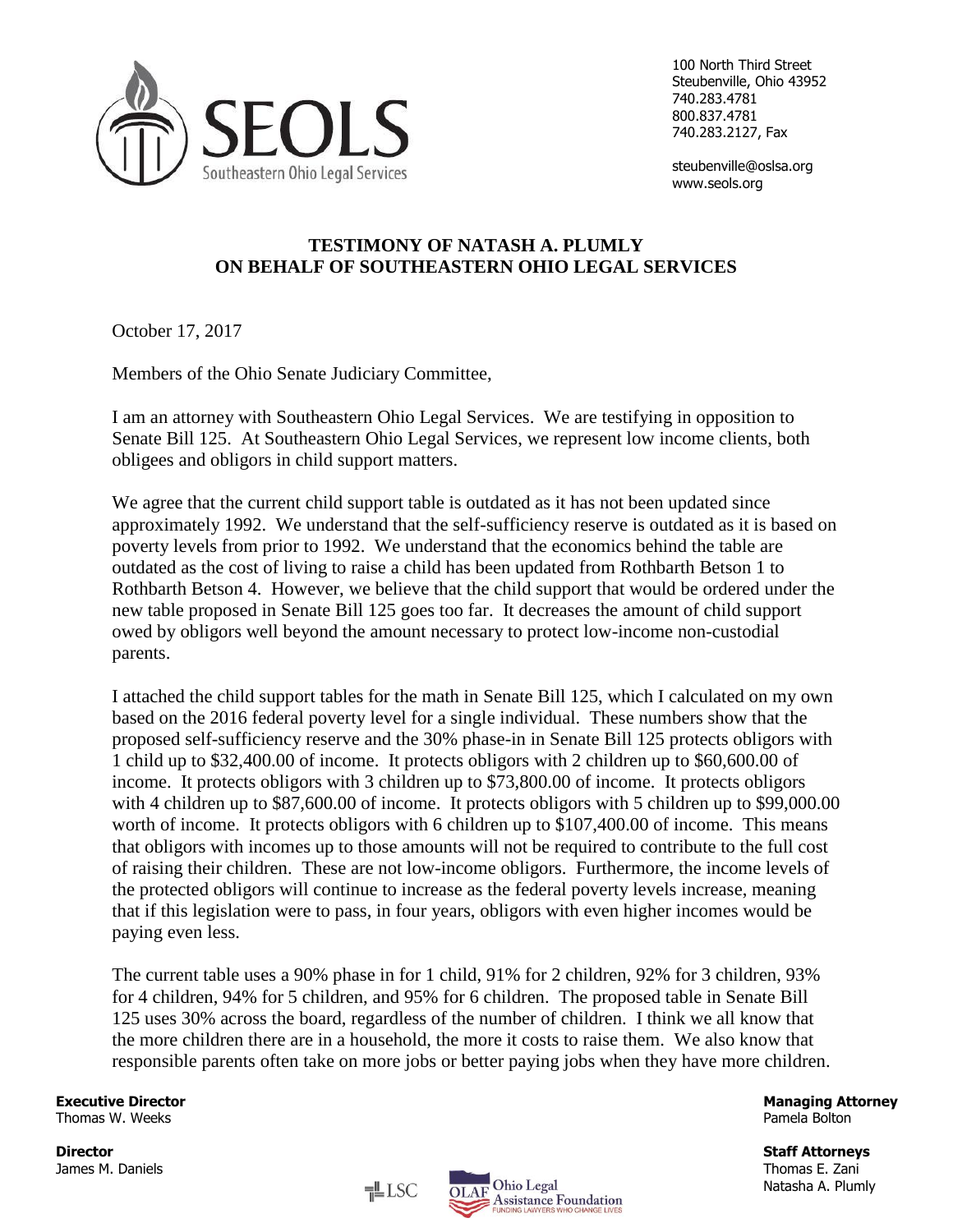SEOLS
Southeastern Ohio Legal Services

100 North Third Street
Steubenville, Ohio 43952
740.283.4781
800.837.4781
740.283.2127, Fax

steubenville@oslsa.org
www.seols.org

**TESTIMONY OF NATASH A. PLUMLY**
**ON BEHALF OF SOUTHEASTERN OHIO LEGAL SERVICES**

October 17, 2017

Members of the Ohio Senate Judiciary Committee,

I am an attorney with Southeastern Ohio Legal Services. We are testifying in opposition to Senate Bill 125. At Southeastern Ohio Legal Services, we represent low income clients, both obligees and obligors in child support matters.

We agree that the current child support table is outdated as it has not been updated since approximately 1992. We understand that the self-sufficiency reserve is outdated as it is based on poverty levels from prior to 1992. We understand that the economics behind the table are outdated as the cost of living to raise a child has been updated from Rothbarth Betson 1 to Rothbarth Betson 4. However, we believe that the child support that would be ordered under the new table proposed in Senate Bill 125 goes too far. It decreases the amount of child support owed by obligors well beyond the amount necessary to protect low-income non-custodial parents.

I attached the child support tables for the math in Senate Bill 125, which I calculated on my own based on the 2016 federal poverty level for a single individual. These numbers show that the proposed self-sufficiency reserve and the 30% phase-in in Senate Bill 125 protects obligors with 1 child up to $32,400.00 of income. It protects obligors with 2 children up to $60,600.00 of income. It protects obligors with 3 children up to $73,800.00 of income. It protects obligors with 4 children up to $87,600.00 of income. It protects obligors with 5 children up to $99,000.00 worth of income. It protects obligors with 6 children up to $107,400.00 of income. This means that obligors with incomes up to those amounts will not be required to contribute to the full cost of raising their children. These are not low-income obligors. Furthermore, the income levels of the protected obligors will continue to increase as the federal poverty levels increase, meaning that if this legislation were to pass, in four years, obligors with even higher incomes would be paying even less.

The current table uses a 90% phase in for 1 child, 91% for 2 children, 92% for 3 children, 93% for 4 children, 94% for 5 children, and 95% for 6 children. The proposed table in Senate Bill 125 uses 30% across the board, regardless of the number of children. I think we all know that the more children there are in a household, the more it costs to raise them. We also know that responsible parents often take on more jobs or better paying jobs when they have more children.

**Executive Director**
Thomas W. Weeks

**Director**
James M. Daniels

**Managing Attorney**
Pamela Bolton

**Staff Attorneys**
Thomas E. Zani
Natasha A. Plumly

LSC

OLAF Ohio Legal Assistance Foundation
FUNDING LAWYERS WHO CHANGE LIVES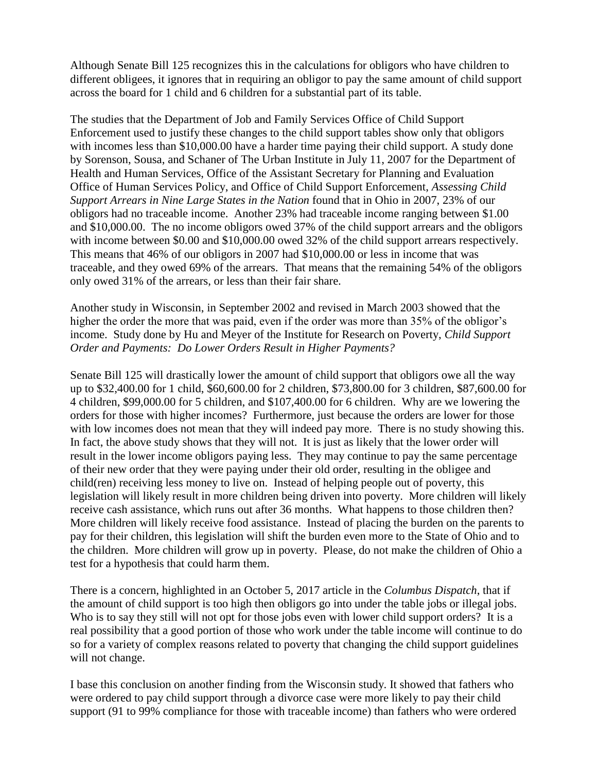Although Senate Bill 125 recognizes this in the calculations for obligors who have children to different obligees, it ignores that in requiring an obligor to pay the same amount of child support across the board for 1 child and 6 children for a substantial part of its table.

The studies that the Department of Job and Family Services Office of Child Support Enforcement used to justify these changes to the child support tables show only that obligors with incomes less than $10,000.00 have a harder time paying their child support. A study done by Sorenson, Sousa, and Schaner of The Urban Institute in July 11, 2007 for the Department of Health and Human Services, Office of the Assistant Secretary for Planning and Evaluation Office of Human Services Policy, and Office of Child Support Enforcement, *Assessing Child Support Arrears in Nine Large States in the Nation* found that in Ohio in 2007, 23% of our obligors had no traceable income. Another 23% had traceable income ranging between $1.00 and $10,000.00. The no income obligors owed 37% of the child support arrears and the obligors with income between $0.00 and $10,000.00 owed 32% of the child support arrears respectively. This means that 46% of our obligors in 2007 had $10,000.00 or less in income that was traceable, and they owed 69% of the arrears. That means that the remaining 54% of the obligors only owed 31% of the arrears, or less than their fair share.

Another study in Wisconsin, in September 2002 and revised in March 2003 showed that the higher the order the more that was paid, even if the order was more than 35% of the obligor's income. Study done by Hu and Meyer of the Institute for Research on Poverty, *Child Support Order and Payments: Do Lower Orders Result in Higher Payments?*

Senate Bill 125 will drastically lower the amount of child support that obligors owe all the way up to $32,400.00 for 1 child, $60,600.00 for 2 children, $73,800.00 for 3 children, $87,600.00 for 4 children, $99,000.00 for 5 children, and $107,400.00 for 6 children. Why are we lowering the orders for those with higher incomes? Furthermore, just because the orders are lower for those with low incomes does not mean that they will indeed pay more. There is no study showing this. In fact, the above study shows that they will not. It is just as likely that the lower order will result in the lower income obligors paying less. They may continue to pay the same percentage of their new order that they were paying under their old order, resulting in the obligee and child(ren) receiving less money to live on. Instead of helping people out of poverty, this legislation will likely result in more children being driven into poverty. More children will likely receive cash assistance, which runs out after 36 months. What happens to those children then? More children will likely receive food assistance. Instead of placing the burden on the parents to pay for their children, this legislation will shift the burden even more to the State of Ohio and to the children. More children will grow up in poverty. Please, do not make the children of Ohio a test for a hypothesis that could harm them.

There is a concern, highlighted in an October 5, 2017 article in the *Columbus Dispatch*, that if the amount of child support is too high then obligors go into under the table jobs or illegal jobs. Who is to say they still will not opt for those jobs even with lower child support orders? It is a real possibility that a good portion of those who work under the table income will continue to do so for a variety of complex reasons related to poverty that changing the child support guidelines will not change.

I base this conclusion on another finding from the Wisconsin study. It showed that fathers who were ordered to pay child support through a divorce case were more likely to pay their child support (91 to 99% compliance for those with traceable income) than fathers who were ordered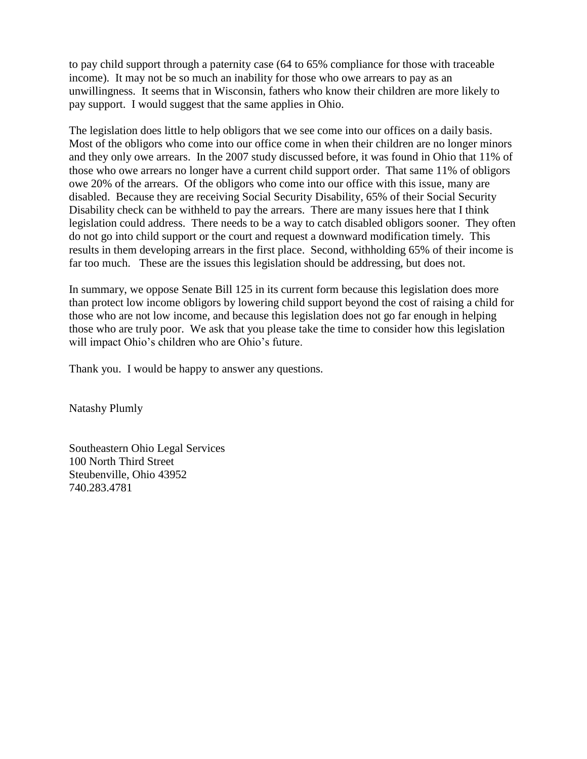to pay child support through a paternity case (64 to 65% compliance for those with traceable income). It may not be so much an inability for those who owe arrears to pay as an unwillingness. It seems that in Wisconsin, fathers who know their children are more likely to pay support. I would suggest that the same applies in Ohio.

The legislation does little to help obligors that we see come into our offices on a daily basis. Most of the obligors who come into our office come in when their children are no longer minors and they only owe arrears. In the 2007 study discussed before, it was found in Ohio that 11% of those who owe arrears no longer have a current child support order. That same 11% of obligors owe 20% of the arrears. Of the obligors who come into our office with this issue, many are disabled. Because they are receiving Social Security Disability, 65% of their Social Security Disability check can be withheld to pay the arrears. There are many issues here that I think legislation could address. There needs to be a way to catch disabled obligors sooner. They often do not go into child support or the court and request a downward modification timely. This results in them developing arrears in the first place. Second, withholding 65% of their income is far too much. These are the issues this legislation should be addressing, but does not.

In summary, we oppose Senate Bill 125 in its current form because this legislation does more than protect low income obligors by lowering child support beyond the cost of raising a child for those who are not low income, and because this legislation does not go far enough in helping those who are truly poor. We ask that you please take the time to consider how this legislation will impact Ohio's children who are Ohio's future.

Thank you. I would be happy to answer any questions.

Natashy Plumly

Southeastern Ohio Legal Services
100 North Third Street
Steubenville, Ohio 43952
740.283.4781